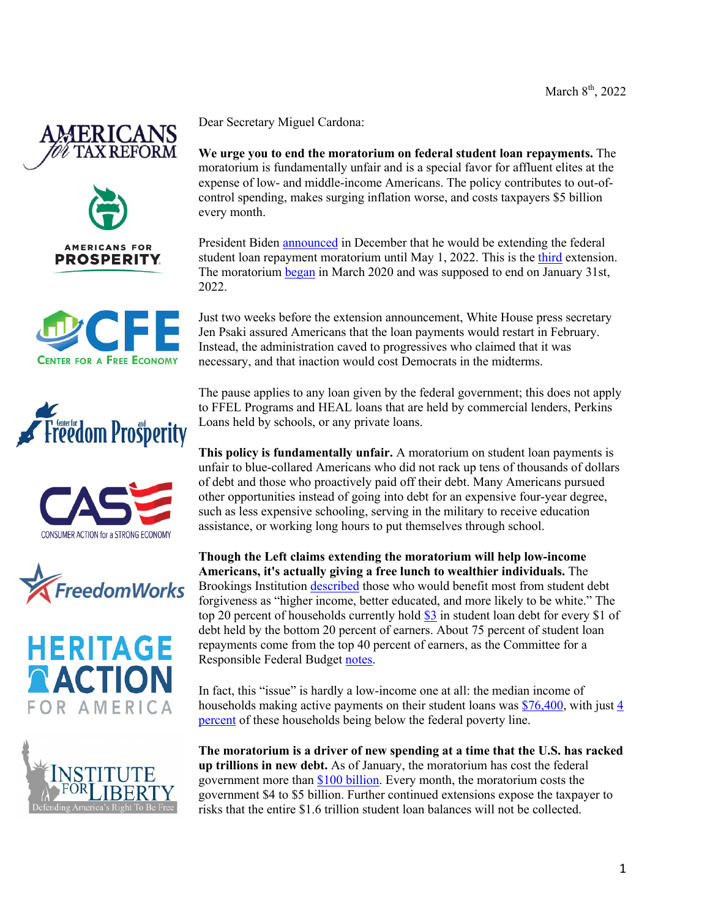March 8th, 2022

AMERICANS for TAX REFORM

AMERICANS FOR PROSPERITY

CFE CENTER FOR A FREE ECONOMY

Center for Freedom and Prosperity

CASE CONSUMER ACTION for a STRONG ECONOMY

FreedomWorks

HERITAGE ACTION FOR AMERICA

INSTITUTE FOR LIBERTY Defending America's Right To Be Free

Dear Secretary Miguel Cardona:

**We urge you to end the moratorium on federal student loan repayments.** The moratorium is fundamentally unfair and is a special favor for affluent elites at the expense of low- and middle-income Americans. The policy contributes to out-of-control spending, makes surging inflation worse, and costs taxpayers $5 billion every month.

President Biden announced in December that he would be extending the federal student loan repayment moratorium until May 1, 2022. This is the third extension. The moratorium began in March 2020 and was supposed to end on January 31st, 2022.

Just two weeks before the extension announcement, White House press secretary Jen Psaki assured Americans that the loan payments would restart in February. Instead, the administration caved to progressives who claimed that it was necessary, and that inaction would cost Democrats in the midterms.

The pause applies to any loan given by the federal government; this does not apply to FFEL Programs and HEAL loans that are held by commercial lenders, Perkins Loans held by schools, or any private loans.

**This policy is fundamentally unfair.** A moratorium on student loan payments is unfair to blue-collared Americans who did not rack up tens of thousands of dollars of debt and those who proactively paid off their debt. Many Americans pursued other opportunities instead of going into debt for an expensive four-year degree, such as less expensive schooling, serving in the military to receive education assistance, or working long hours to put themselves through school.

**Though the Left claims extending the moratorium will help low-income Americans, it's actually giving a free lunch to wealthier individuals.** The Brookings Institution described those who would benefit most from student debt forgiveness as "higher income, better educated, and more likely to be white." The top 20 percent of households currently hold $3 in student loan debt for every $1 of debt held by the bottom 20 percent of earners. About 75 percent of student loan repayments come from the top 40 percent of earners, as the Committee for a Responsible Federal Budget notes.

In fact, this "issue" is hardly a low-income one at all: the median income of households making active payments on their student loans was $76,400, with just 4 percent of these households being below the federal poverty line.

**The moratorium is a driver of new spending at a time that the U.S. has racked up trillions in new debt.** As of January, the moratorium has cost the federal government more than $100 billion. Every month, the moratorium costs the government $4 to $5 billion. Further continued extensions expose the taxpayer to risks that the entire $1.6 trillion student loan balances will not be collected.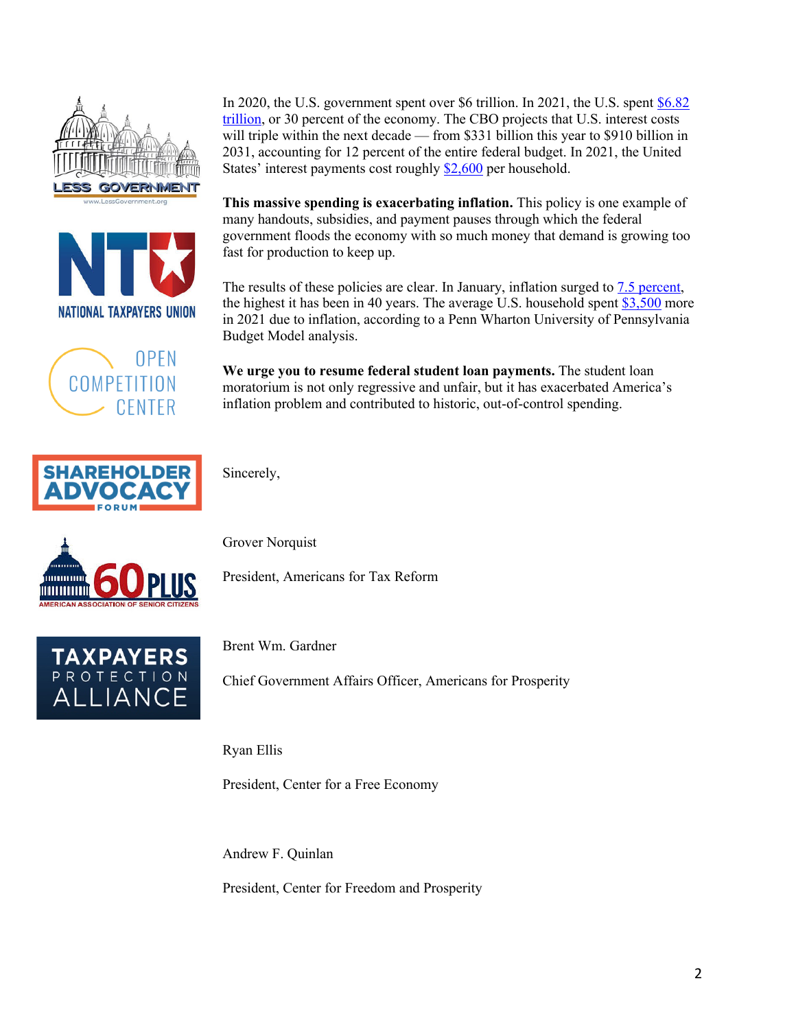In 2020, the U.S. government spent over $6 trillion. In 2021, the U.S. spent $6.82 trillion, or 30 percent of the economy. The CBO projects that U.S. interest costs will triple within the next decade — from $331 billion this year to $910 billion in 2031, accounting for 12 percent of the entire federal budget. In 2021, the United States' interest payments cost roughly $2,600 per household.

**This massive spending is exacerbating inflation.** This policy is one example of many handouts, subsidies, and payment pauses through which the federal government floods the economy with so much money that demand is growing too fast for production to keep up.

The results of these policies are clear. In January, inflation surged to 7.5 percent, the highest it has been in 40 years. The average U.S. household spent $3,500 more in 2021 due to inflation, according to a Penn Wharton University of Pennsylvania Budget Model analysis.

**We urge you to resume federal student loan payments.** The student loan moratorium is not only regressive and unfair, but it has exacerbated America's inflation problem and contributed to historic, out-of-control spending.

Sincerely,

Grover Norquist

President, Americans for Tax Reform

Brent Wm. Gardner

Chief Government Affairs Officer, Americans for Prosperity

Ryan Ellis

President, Center for a Free Economy

Andrew F. Quinlan

President, Center for Freedom and Prosperity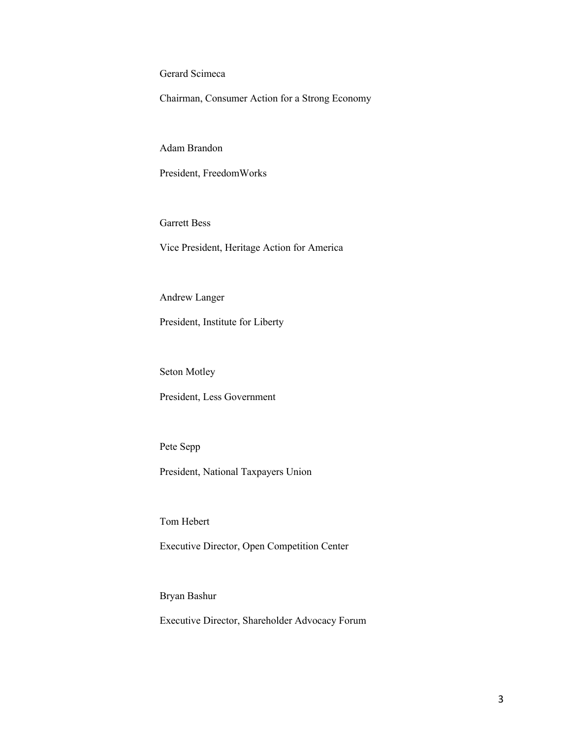Gerard Scimeca

Chairman, Consumer Action for a Strong Economy

Adam Brandon

President, FreedomWorks

Garrett Bess

Vice President, Heritage Action for America

Andrew Langer

President, Institute for Liberty

Seton Motley

President, Less Government

Pete Sepp

President, National Taxpayers Union

Tom Hebert

Executive Director, Open Competition Center

Bryan Bashur

Executive Director, Shareholder Advocacy Forum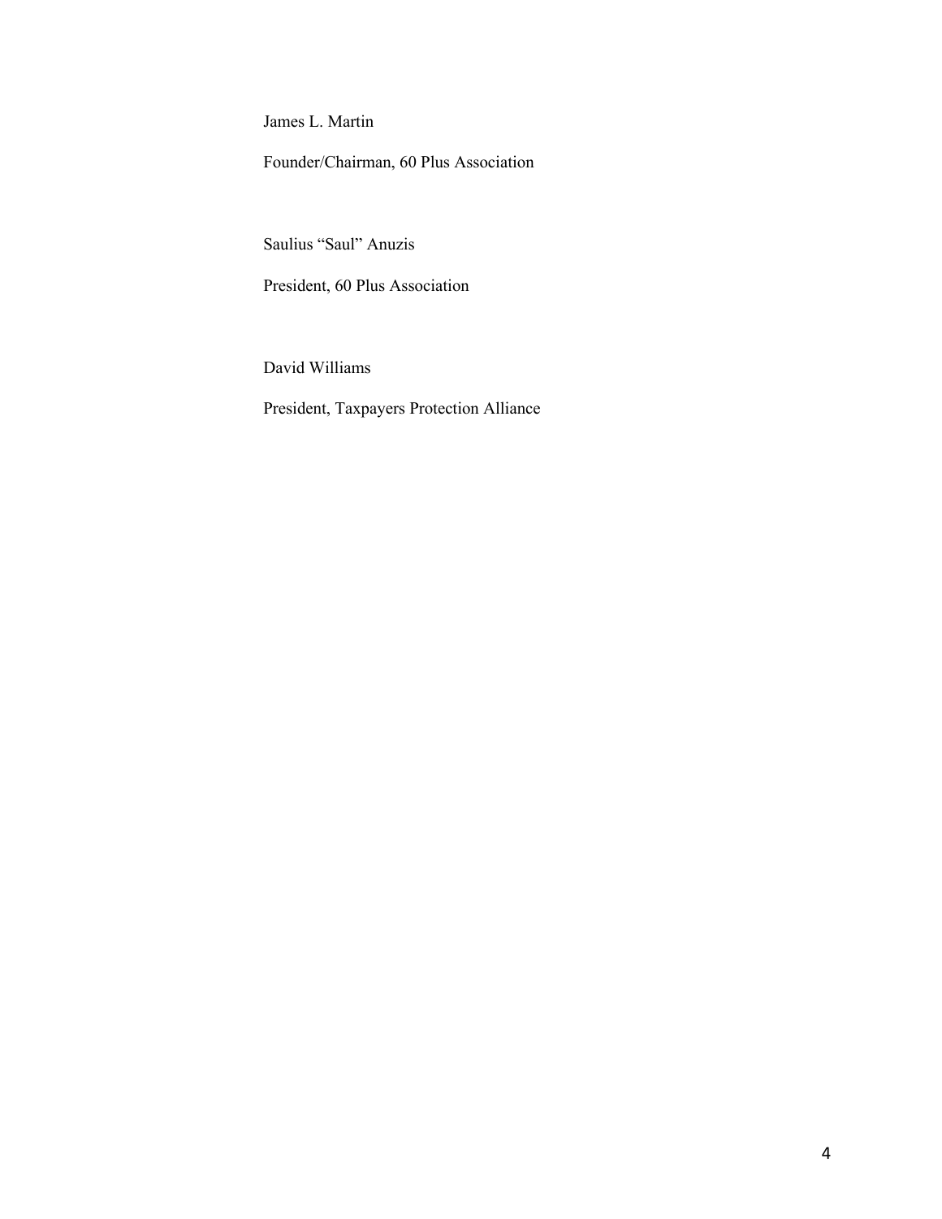James L. Martin

Founder/Chairman, 60 Plus Association

Saulius “Saul” Anuzis

President, 60 Plus Association

David Williams

President, Taxpayers Protection Alliance